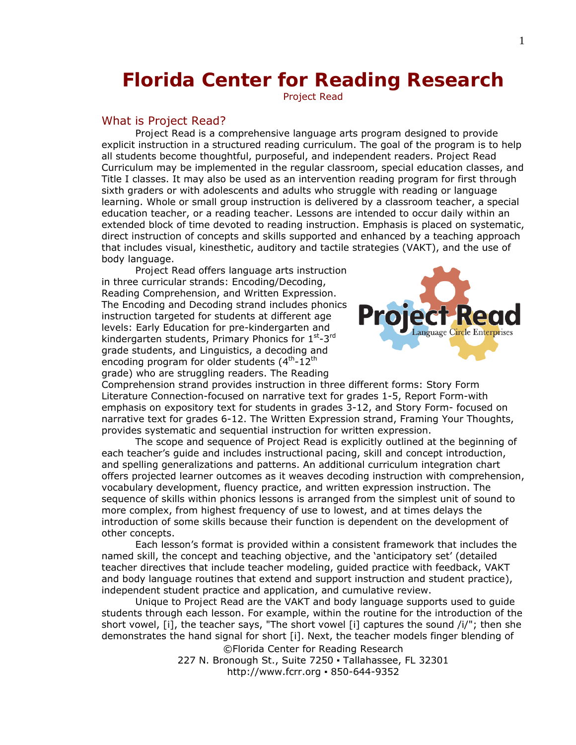# Florida Center for Reading Research

Project Read

## What is Project Read?

Project Read is a comprehensive language arts program designed to provide explicit instruction in a structured reading curriculum. The goal of the program is to help all students become thoughtful, purposeful, and independent readers. Project Read Curriculum may be implemented in the regular classroom, special education classes, and Title I classes. It may also be used as an intervention reading program for first through sixth graders or with adolescents and adults who struggle with reading or language learning. Whole or small group instruction is delivered by a classroom teacher, a special education teacher, or a reading teacher. Lessons are intended to occur daily within an extended block of time devoted to reading instruction. Emphasis is placed on systematic, direct instruction of concepts and skills supported and enhanced by a teaching approach that includes visual, kinesthetic, auditory and tactile strategies (VAKT), and the use of body language.

Project Read offers language arts instruction in three curricular strands: Encoding/Decoding, Reading Comprehension, and Written Expression. The Encoding and Decoding strand includes phonics instruction targeted for students at different age levels: Early Education for pre-kindergarten and kindergarten students, Primary Phonics for 1st-3rd grade students, and Linguistics, a decoding and encoding program for older students (4th-12th grade) who are struggling readers. The Reading Comprehension strand provides instruction in three different forms: Story Form Literature Connection-focused on narrative text for grades 1-5, Report Form-with emphasis on expository text for students in grades 3-12, and Story Form- focused on narrative text for grades 6-12. The Written Expression strand, Framing Your Thoughts, provides systematic and sequential instruction for written expression.

The scope and sequence of Project Read is explicitly outlined at the beginning of each teacher's guide and includes instructional pacing, skill and concept introduction, and spelling generalizations and patterns. An additional curriculum integration chart offers projected learner outcomes as it weaves decoding instruction with comprehension, vocabulary development, fluency practice, and written expression instruction. The sequence of skills within phonics lessons is arranged from the simplest unit of sound to more complex, from highest frequency of use to lowest, and at times delays the introduction of some skills because their function is dependent on the development of other concepts.

Each lesson's format is provided within a consistent framework that includes the named skill, the concept and teaching objective, and the 'anticipatory set' (detailed teacher directives that include teacher modeling, guided practice with feedback, VAKT and body language routines that extend and support instruction and student practice), independent student practice and application, and cumulative review.

Unique to Project Read are the VAKT and body language supports used to guide students through each lesson. For example, within the routine for the introduction of the short vowel, [i], the teacher says, "The short vowel [i] captures the sound /i/"; then she demonstrates the hand signal for short [i]. Next, the teacher models finger blending of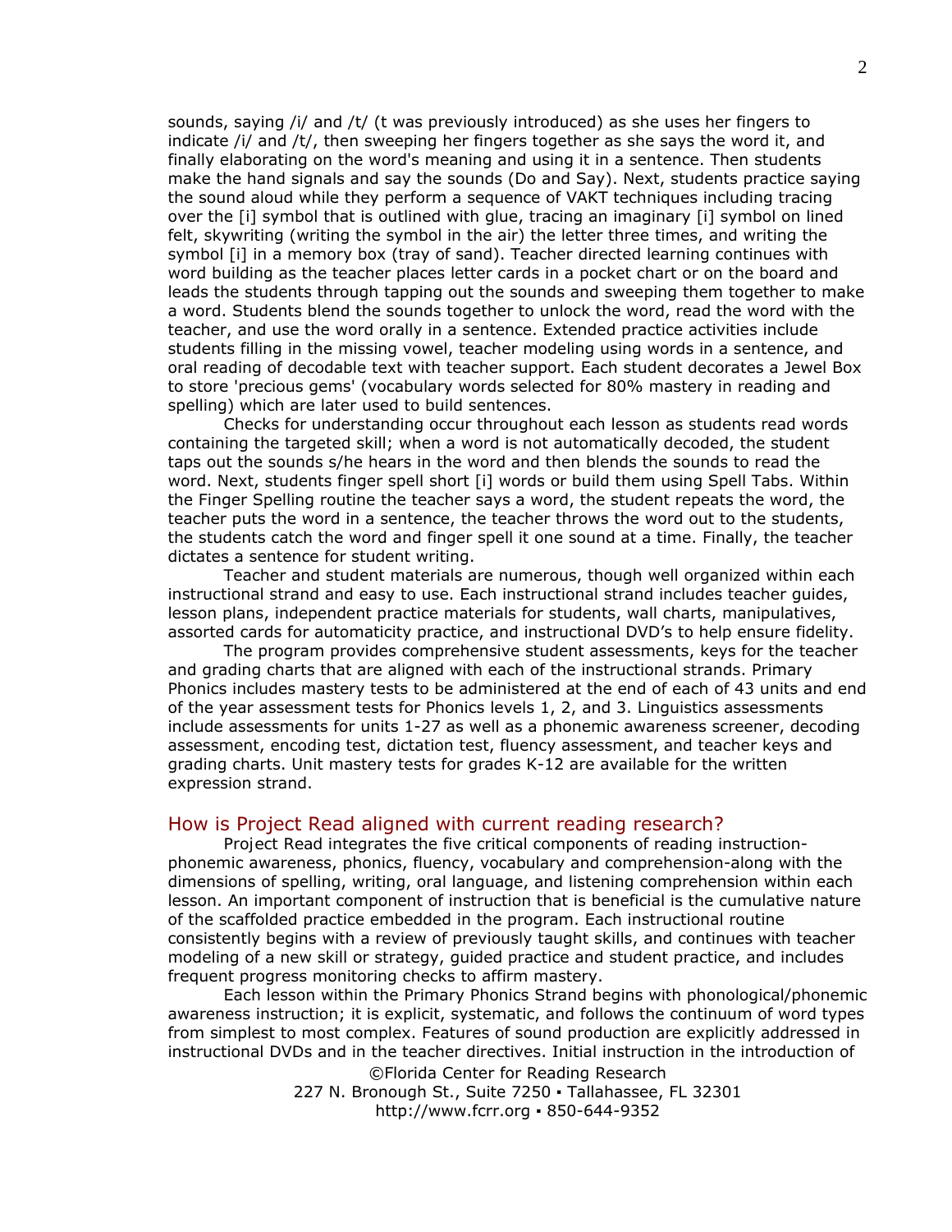sounds, saying /i/ and /t/ (t was previously introduced) as she uses her fingers to indicate /i/ and /t/, then sweeping her fingers together as she says the word it, and finally elaborating on the word's meaning and using it in a sentence. Then students make the hand signals and say the sounds (Do and Say). Next, students practice saying the sound aloud while they perform a sequence of VAKT techniques including tracing over the [i] symbol that is outlined with glue, tracing an imaginary [i] symbol on lined felt, skywriting (writing the symbol in the air) the letter three times, and writing the symbol [i] in a memory box (tray of sand). Teacher directed learning continues with word building as the teacher places letter cards in a pocket chart or on the board and leads the students through tapping out the sounds and sweeping them together to make a word. Students blend the sounds together to unlock the word, read the word with the teacher, and use the word orally in a sentence. Extended practice activities include students filling in the missing vowel, teacher modeling using words in a sentence, and oral reading of decodable text with teacher support. Each student decorates a Jewel Box to store 'precious gems' (vocabulary words selected for 80% mastery in reading and spelling) which are later used to build sentences.

Checks for understanding occur throughout each lesson as students read words containing the targeted skill; when a word is not automatically decoded, the student taps out the sounds s/he hears in the word and then blends the sounds to read the word. Next, students finger spell short [i] words or build them using Spell Tabs. Within the Finger Spelling routine the teacher says a word, the student repeats the word, the teacher puts the word in a sentence, the teacher throws the word out to the students, the students catch the word and finger spell it one sound at a time. Finally, the teacher dictates a sentence for student writing.

Teacher and student materials are numerous, though well organized within each instructional strand and easy to use. Each instructional strand includes teacher guides, lesson plans, independent practice materials for students, wall charts, manipulatives, assorted cards for automaticity practice, and instructional DVD's to help ensure fidelity.

The program provides comprehensive student assessments, keys for the teacher and grading charts that are aligned with each of the instructional strands. Primary Phonics includes mastery tests to be administered at the end of each of 43 units and end of the year assessment tests for Phonics levels 1, 2, and 3. Linguistics assessments include assessments for units 1-27 as well as a phonemic awareness screener, decoding assessment, encoding test, dictation test, fluency assessment, and teacher keys and grading charts. Unit mastery tests for grades K-12 are available for the written expression strand.

## How is Project Read aligned with current reading research?

Project Read integrates the five critical components of reading instruction-phonemic awareness, phonics, fluency, vocabulary and comprehension-along with the dimensions of spelling, writing, oral language, and listening comprehension within each lesson. An important component of instruction that is beneficial is the cumulative nature of the scaffolded practice embedded in the program. Each instructional routine consistently begins with a review of previously taught skills, and continues with teacher modeling of a new skill or strategy, guided practice and student practice, and includes frequent progress monitoring checks to affirm mastery.

Each lesson within the Primary Phonics Strand begins with phonological/phonemic awareness instruction; it is explicit, systematic, and follows the continuum of word types from simplest to most complex. Features of sound production are explicitly addressed in instructional DVDs and in the teacher directives. Initial instruction in the introduction of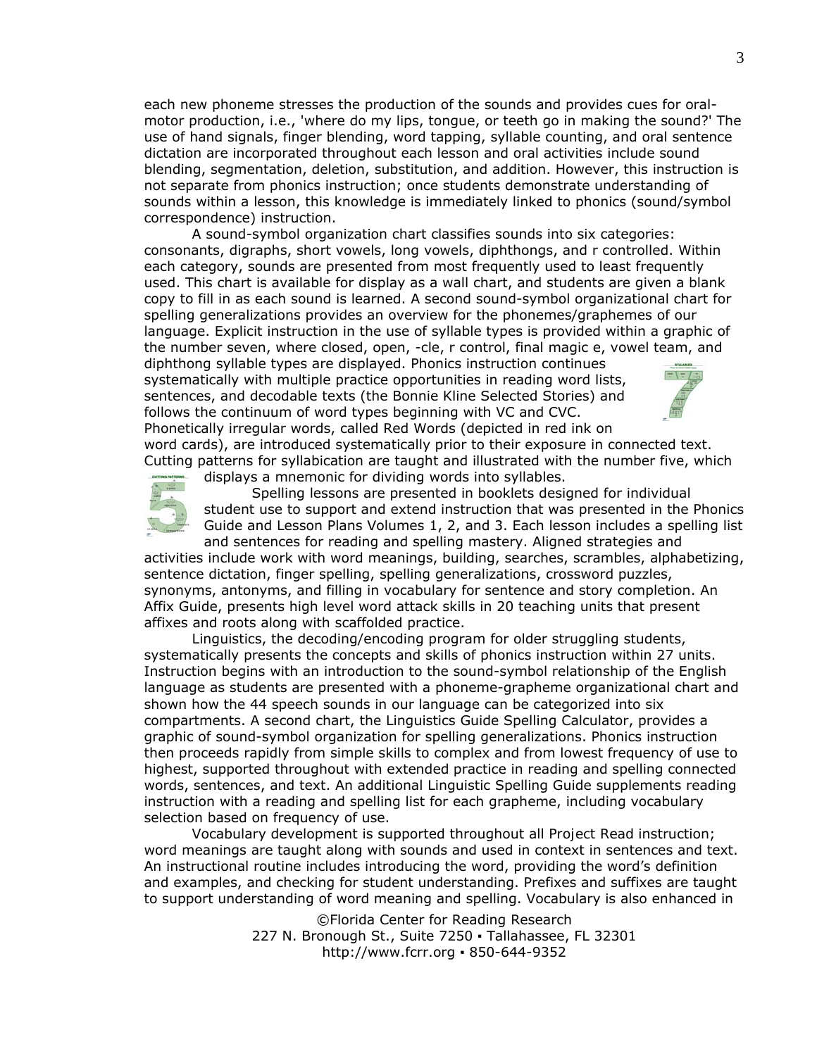each new phoneme stresses the production of the sounds and provides cues for oral-motor production, i.e., 'where do my lips, tongue, or teeth go in making the sound?' The use of hand signals, finger blending, word tapping, syllable counting, and oral sentence dictation are incorporated throughout each lesson and oral activities include sound blending, segmentation, deletion, substitution, and addition. However, this instruction is not separate from phonics instruction; once students demonstrate understanding of sounds within a lesson, this knowledge is immediately linked to phonics (sound/symbol correspondence) instruction.

A sound-symbol organization chart classifies sounds into six categories: consonants, digraphs, short vowels, long vowels, diphthongs, and r controlled. Within each category, sounds are presented from most frequently used to least frequently used. This chart is available for display as a wall chart, and students are given a blank copy to fill in as each sound is learned. A second sound-symbol organizational chart for spelling generalizations provides an overview for the phonemes/graphemes of our language. Explicit instruction in the use of syllable types is provided within a graphic of the number seven, where closed, open, -cle, r control, final magic e, vowel team, and diphthong syllable types are displayed. Phonics instruction continues systematically with multiple practice opportunities in reading word lists, sentences, and decodable texts (the Bonnie Kline Selected Stories) and follows the continuum of word types beginning with VC and CVC. Phonetically irregular words, called Red Words (depicted in red ink on word cards), are introduced systematically prior to their exposure in connected text. Cutting patterns for syllabication are taught and illustrated with the number five, which displays a mnemonic for dividing words into syllables.

Spelling lessons are presented in booklets designed for individual student use to support and extend instruction that was presented in the Phonics Guide and Lesson Plans Volumes 1, 2, and 3. Each lesson includes a spelling list and sentences for reading and spelling mastery. Aligned strategies and activities include work with word meanings, building, searches, scrambles, alphabetizing, sentence dictation, finger spelling, spelling generalizations, crossword puzzles, synonyms, antonyms, and filling in vocabulary for sentence and story completion. An Affix Guide, presents high level word attack skills in 20 teaching units that present affixes and roots along with scaffolded practice.

Linguistics, the decoding/encoding program for older struggling students, systematically presents the concepts and skills of phonics instruction within 27 units. Instruction begins with an introduction to the sound-symbol relationship of the English language as students are presented with a phoneme-grapheme organizational chart and shown how the 44 speech sounds in our language can be categorized into six compartments. A second chart, the Linguistics Guide Spelling Calculator, provides a graphic of sound-symbol organization for spelling generalizations. Phonics instruction then proceeds rapidly from simple skills to complex and from lowest frequency of use to highest, supported throughout with extended practice in reading and spelling connected words, sentences, and text. An additional Linguistic Spelling Guide supplements reading instruction with a reading and spelling list for each grapheme, including vocabulary selection based on frequency of use.

Vocabulary development is supported throughout all Project Read instruction; word meanings are taught along with sounds and used in context in sentences and text. An instructional routine includes introducing the word, providing the word's definition and examples, and checking for student understanding. Prefixes and suffixes are taught to support understanding of word meaning and spelling. Vocabulary is also enhanced in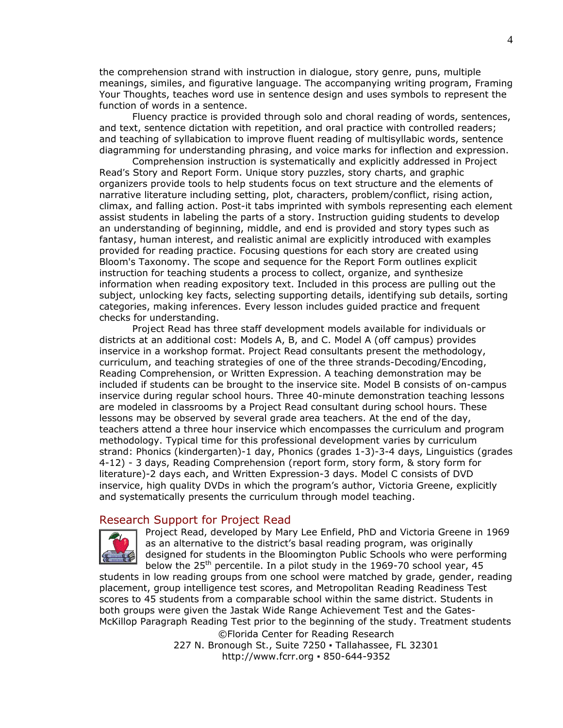the comprehension strand with instruction in dialogue, story genre, puns, multiple meanings, similes, and figurative language. The accompanying writing program, Framing Your Thoughts, teaches word use in sentence design and uses symbols to represent the function of words in a sentence.

Fluency practice is provided through solo and choral reading of words, sentences, and text, sentence dictation with repetition, and oral practice with controlled readers; and teaching of syllabication to improve fluent reading of multisyllabic words, sentence diagramming for understanding phrasing, and voice marks for inflection and expression.

Comprehension instruction is systematically and explicitly addressed in Project Read's Story and Report Form. Unique story puzzles, story charts, and graphic organizers provide tools to help students focus on text structure and the elements of narrative literature including setting, plot, characters, problem/conflict, rising action, climax, and falling action. Post-it tabs imprinted with symbols representing each element assist students in labeling the parts of a story. Instruction guiding students to develop an understanding of beginning, middle, and end is provided and story types such as fantasy, human interest, and realistic animal are explicitly introduced with examples provided for reading practice. Focusing questions for each story are created using Bloom's Taxonomy. The scope and sequence for the Report Form outlines explicit instruction for teaching students a process to collect, organize, and synthesize information when reading expository text. Included in this process are pulling out the subject, unlocking key facts, selecting supporting details, identifying sub details, sorting categories, making inferences. Every lesson includes guided practice and frequent checks for understanding.

Project Read has three staff development models available for individuals or districts at an additional cost: Models A, B, and C. Model A (off campus) provides inservice in a workshop format. Project Read consultants present the methodology, curriculum, and teaching strategies of one of the three strands-Decoding/Encoding, Reading Comprehension, or Written Expression. A teaching demonstration may be included if students can be brought to the inservice site. Model B consists of on-campus inservice during regular school hours. Three 40-minute demonstration teaching lessons are modeled in classrooms by a Project Read consultant during school hours. These lessons may be observed by several grade area teachers. At the end of the day, teachers attend a three hour inservice which encompasses the curriculum and program methodology. Typical time for this professional development varies by curriculum strand: Phonics (kindergarten)-1 day, Phonics (grades 1-3)-3-4 days, Linguistics (grades 4-12) - 3 days, Reading Comprehension (report form, story form, & story form for literature)-2 days each, and Written Expression-3 days. Model C consists of DVD inservice, high quality DVDs in which the program's author, Victoria Greene, explicitly and systematically presents the curriculum through model teaching.

## Research Support for Project Read

Project Read, developed by Mary Lee Enfield, PhD and Victoria Greene in 1969 as an alternative to the district's basal reading program, was originally designed for students in the Bloomington Public Schools who were performing below the 25th percentile. In a pilot study in the 1969-70 school year, 45 students in low reading groups from one school were matched by grade, gender, reading placement, group intelligence test scores, and Metropolitan Reading Readiness Test scores to 45 students from a comparable school within the same district. Students in both groups were given the Jastak Wide Range Achievement Test and the Gates-McKillop Paragraph Reading Test prior to the beginning of the study. Treatment students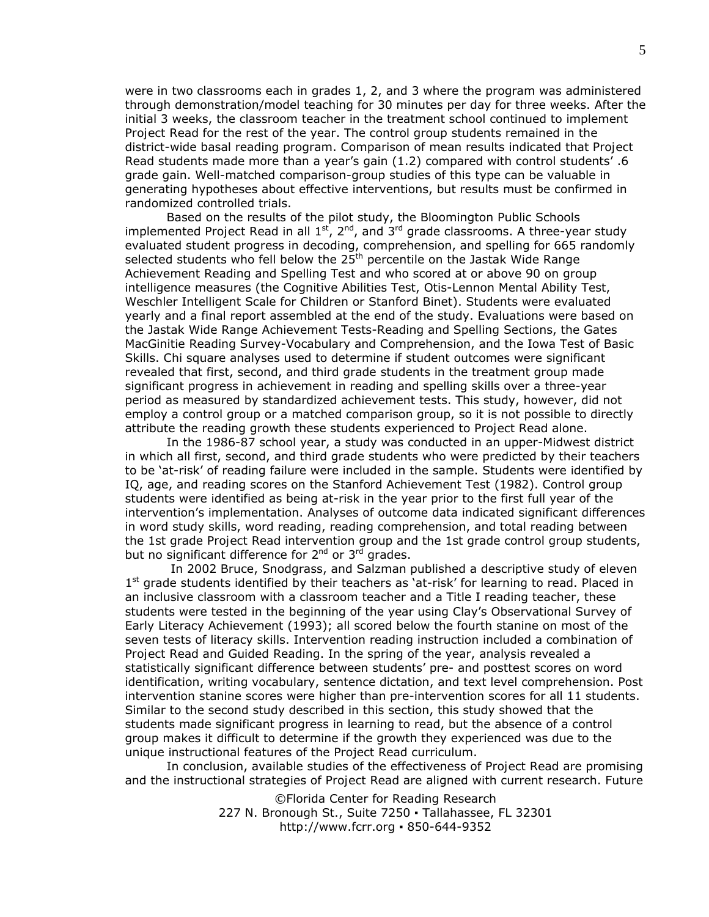were in two classrooms each in grades 1, 2, and 3 where the program was administered through demonstration/model teaching for 30 minutes per day for three weeks. After the initial 3 weeks, the classroom teacher in the treatment school continued to implement Project Read for the rest of the year. The control group students remained in the district-wide basal reading program. Comparison of mean results indicated that Project Read students made more than a year's gain (1.2) compared with control students' .6 grade gain. Well-matched comparison-group studies of this type can be valuable in generating hypotheses about effective interventions, but results must be confirmed in randomized controlled trials.

Based on the results of the pilot study, the Bloomington Public Schools implemented Project Read in all 1st, 2nd, and 3rd grade classrooms. A three-year study evaluated student progress in decoding, comprehension, and spelling for 665 randomly selected students who fell below the 25th percentile on the Jastak Wide Range Achievement Reading and Spelling Test and who scored at or above 90 on group intelligence measures (the Cognitive Abilities Test, Otis-Lennon Mental Ability Test, Weschler Intelligent Scale for Children or Stanford Binet). Students were evaluated yearly and a final report assembled at the end of the study. Evaluations were based on the Jastak Wide Range Achievement Tests-Reading and Spelling Sections, the Gates MacGinitie Reading Survey-Vocabulary and Comprehension, and the Iowa Test of Basic Skills. Chi square analyses used to determine if student outcomes were significant revealed that first, second, and third grade students in the treatment group made significant progress in achievement in reading and spelling skills over a three-year period as measured by standardized achievement tests. This study, however, did not employ a control group or a matched comparison group, so it is not possible to directly attribute the reading growth these students experienced to Project Read alone.

In the 1986-87 school year, a study was conducted in an upper-Midwest district in which all first, second, and third grade students who were predicted by their teachers to be 'at-risk' of reading failure were included in the sample. Students were identified by IQ, age, and reading scores on the Stanford Achievement Test (1982). Control group students were identified as being at-risk in the year prior to the first full year of the intervention's implementation. Analyses of outcome data indicated significant differences in word study skills, word reading, reading comprehension, and total reading between the 1st grade Project Read intervention group and the 1st grade control group students, but no significant difference for 2nd or 3rd grades.

In 2002 Bruce, Snodgrass, and Salzman published a descriptive study of eleven 1st grade students identified by their teachers as 'at-risk' for learning to read. Placed in an inclusive classroom with a classroom teacher and a Title I reading teacher, these students were tested in the beginning of the year using Clay's Observational Survey of Early Literacy Achievement (1993); all scored below the fourth stanine on most of the seven tests of literacy skills. Intervention reading instruction included a combination of Project Read and Guided Reading. In the spring of the year, analysis revealed a statistically significant difference between students' pre- and posttest scores on word identification, writing vocabulary, sentence dictation, and text level comprehension. Post intervention stanine scores were higher than pre-intervention scores for all 11 students. Similar to the second study described in this section, this study showed that the students made significant progress in learning to read, but the absence of a control group makes it difficult to determine if the growth they experienced was due to the unique instructional features of the Project Read curriculum.

In conclusion, available studies of the effectiveness of Project Read are promising and the instructional strategies of Project Read are aligned with current research. Future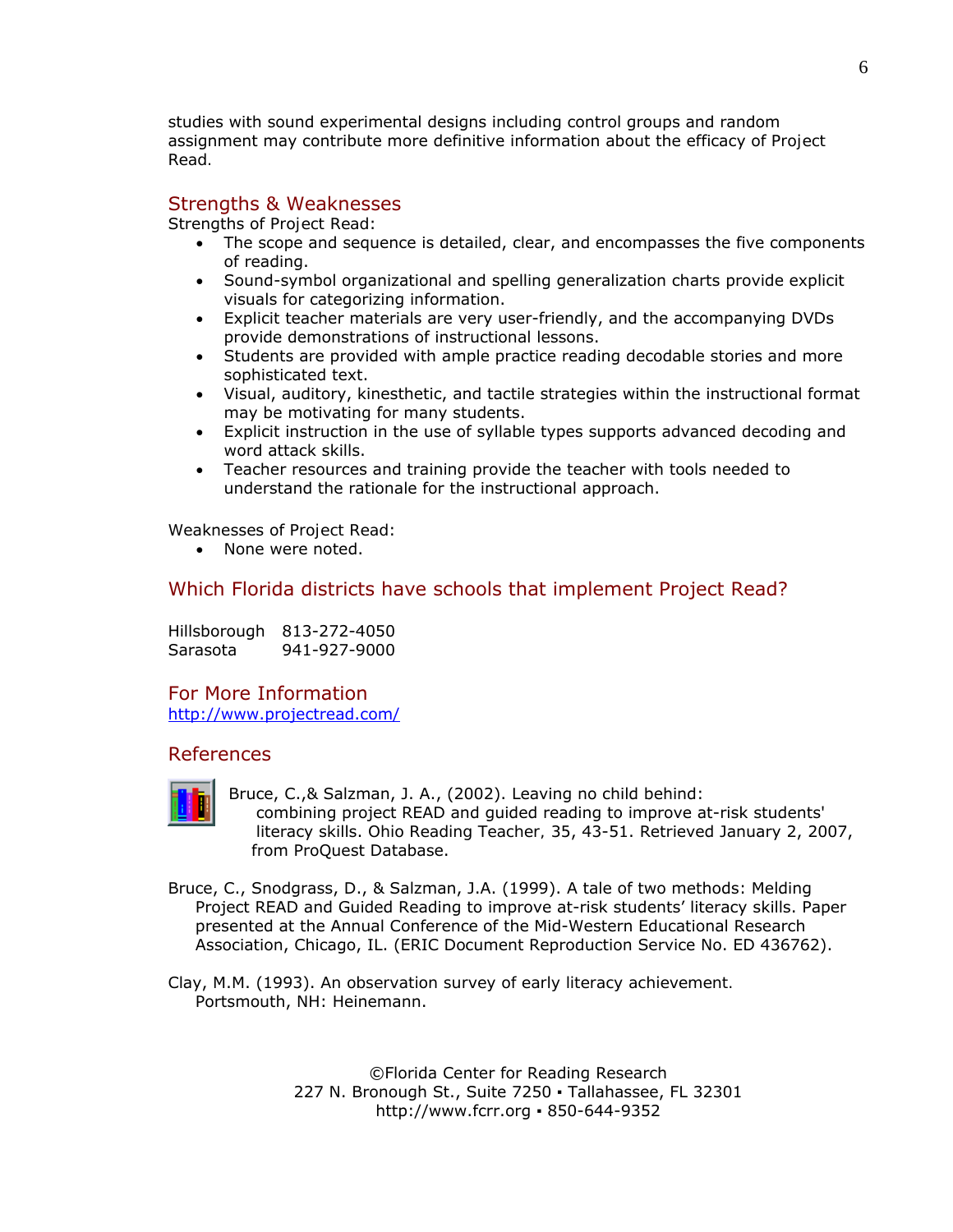studies with sound experimental designs including control groups and random assignment may contribute more definitive information about the efficacy of Project Read.

## Strengths & Weaknesses

Strengths of Project Read:

- The scope and sequence is detailed, clear, and encompasses the five components of reading.
- Sound-symbol organizational and spelling generalization charts provide explicit visuals for categorizing information.
- Explicit teacher materials are very user-friendly, and the accompanying DVDs provide demonstrations of instructional lessons.
- Students are provided with ample practice reading decodable stories and more sophisticated text.
- Visual, auditory, kinesthetic, and tactile strategies within the instructional format may be motivating for many students.
- Explicit instruction in the use of syllable types supports advanced decoding and word attack skills.
- Teacher resources and training provide the teacher with tools needed to understand the rationale for the instructional approach.

Weaknesses of Project Read:

- None were noted.

## Which Florida districts have schools that implement Project Read?

| | |
|---|---|
| Hillsborough | 813-272-4050 |
| Sarasota | 941-927-9000 |

## For More Information

http://www.projectread.com/

## References

Bruce, C.,& Salzman, J. A., (2002). Leaving no child behind: combining project READ and guided reading to improve at-risk students' literacy skills. Ohio Reading Teacher, 35, 43-51. Retrieved January 2, 2007, from ProQuest Database.

Bruce, C., Snodgrass, D., & Salzman, J.A. (1999). A tale of two methods: Melding Project READ and Guided Reading to improve at-risk students' literacy skills. Paper presented at the Annual Conference of the Mid-Western Educational Research Association, Chicago, IL. (ERIC Document Reproduction Service No. ED 436762).

Clay, M.M. (1993). An observation survey of early literacy achievement. Portsmouth, NH: Heinemann.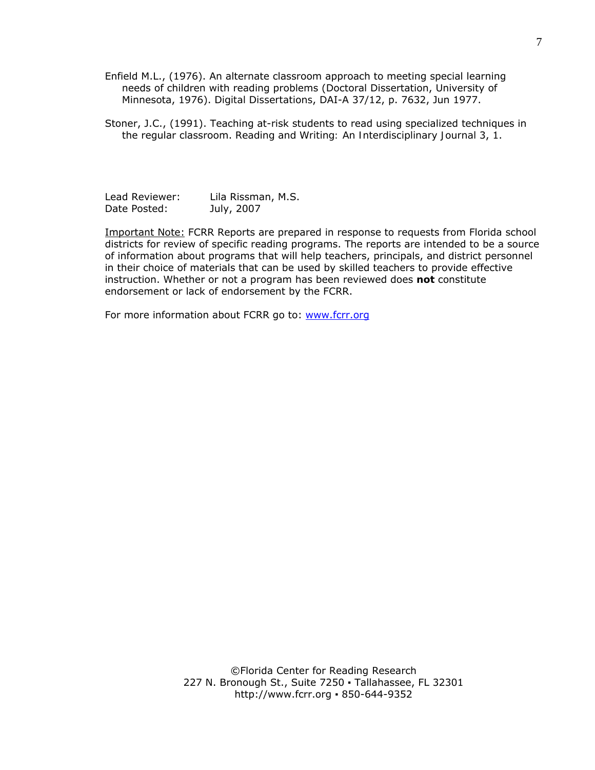Enfield M.L., (1976). An alternate classroom approach to meeting special learning needs of children with reading problems (Doctoral Dissertation, University of Minnesota, 1976). Digital Dissertations, DAI-A 37/12, p. 7632, Jun 1977.

Stoner, J.C., (1991). Teaching at-risk students to read using specialized techniques in the regular classroom. Reading and Writing: An Interdisciplinary Journal 3, 1.

Lead Reviewer: Lila Rissman, M.S.
Date Posted: July, 2007

Important Note: FCRR Reports are prepared in response to requests from Florida school districts for review of specific reading programs. The reports are intended to be a source of information about programs that will help teachers, principals, and district personnel in their choice of materials that can be used by skilled teachers to provide effective instruction. Whether or not a program has been reviewed does **not** constitute endorsement or lack of endorsement by the FCRR.

For more information about FCRR go to: www.fcrr.org

©Florida Center for Reading Research
227 N. Bronough St., Suite 7250 ▪ Tallahassee, FL 32301
http://www.fcrr.org ▪ 850-644-9352